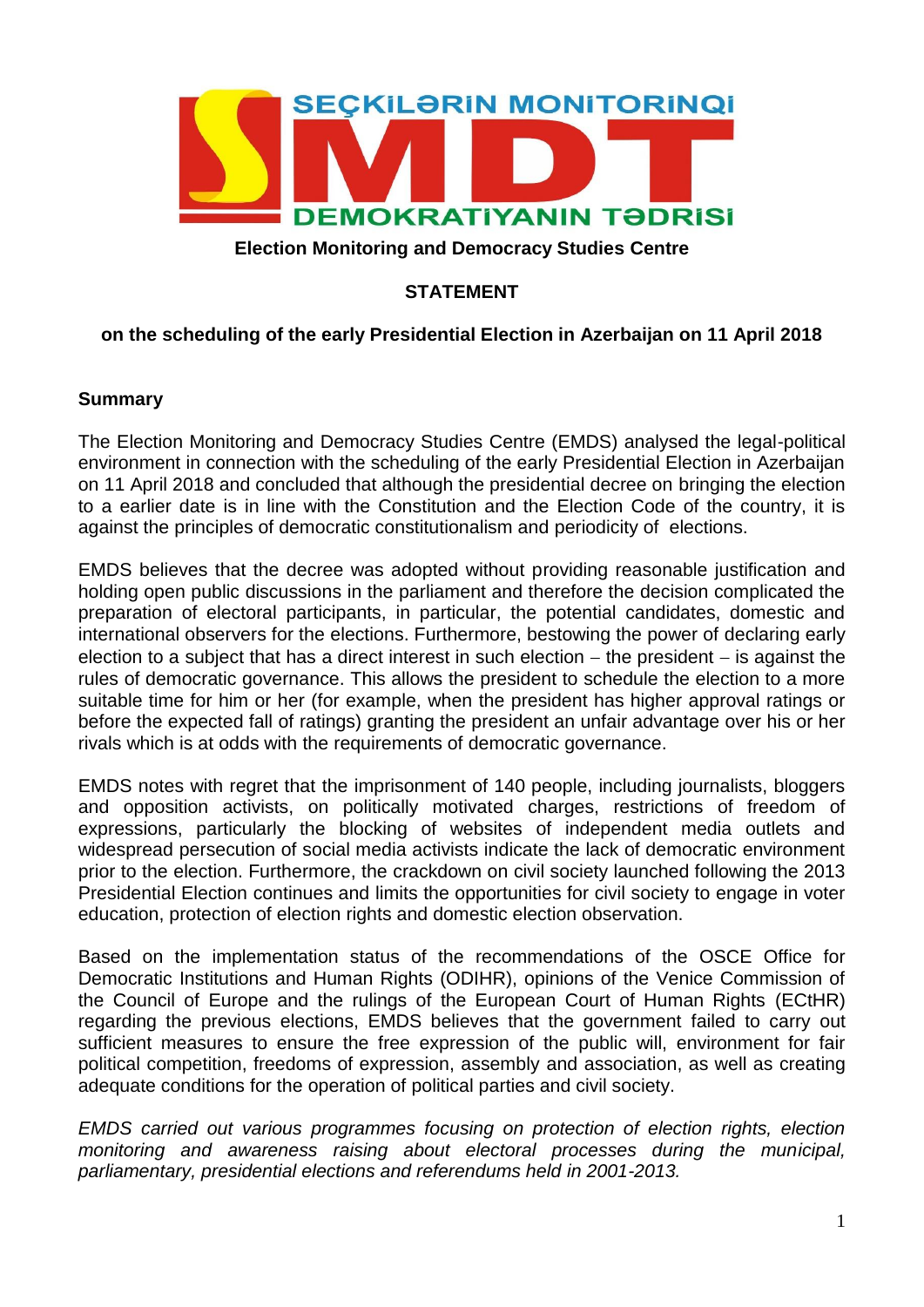SEÇKİLƏRİN MONİTORİNQİ

SMDT

DEMOKRATİYANIN TƏDRİSİ

**Election Monitoring and Democracy Studies Centre**

# STATEMENT

## on the scheduling of the early Presidential Election in Azerbaijan on 11 April 2018

### Summary

The Election Monitoring and Democracy Studies Centre (EMDS) analysed the legal-political environment in connection with the scheduling of the early Presidential Election in Azerbaijan on 11 April 2018 and concluded that although the presidential decree on bringing the election to a earlier date is in line with the Constitution and the Election Code of the country, it is against the principles of democratic constitutionalism and periodicity of elections.

EMDS believes that the decree was adopted without providing reasonable justification and holding open public discussions in the parliament and therefore the decision complicated the preparation of electoral participants, in particular, the potential candidates, domestic and international observers for the elections. Furthermore, bestowing the power of declaring early election to a subject that has a direct interest in such election – the president – is against the rules of democratic governance. This allows the president to schedule the election to a more suitable time for him or her (for example, when the president has higher approval ratings or before the expected fall of ratings) granting the president an unfair advantage over his or her rivals which is at odds with the requirements of democratic governance.

EMDS notes with regret that the imprisonment of 140 people, including journalists, bloggers and opposition activists, on politically motivated charges, restrictions of freedom of expressions, particularly the blocking of websites of independent media outlets and widespread persecution of social media activists indicate the lack of democratic environment prior to the election. Furthermore, the crackdown on civil society launched following the 2013 Presidential Election continues and limits the opportunities for civil society to engage in voter education, protection of election rights and domestic election observation.

Based on the implementation status of the recommendations of the OSCE Office for Democratic Institutions and Human Rights (ODIHR), opinions of the Venice Commission of the Council of Europe and the rulings of the European Court of Human Rights (ECtHR) regarding the previous elections, EMDS believes that the government failed to carry out sufficient measures to ensure the free expression of the public will, environment for fair political competition, freedoms of expression, assembly and association, as well as creating adequate conditions for the operation of political parties and civil society.

*EMDS carried out various programmes focusing on protection of election rights, election monitoring and awareness raising about electoral processes during the municipal, parliamentary, presidential elections and referendums held in 2001-2013.*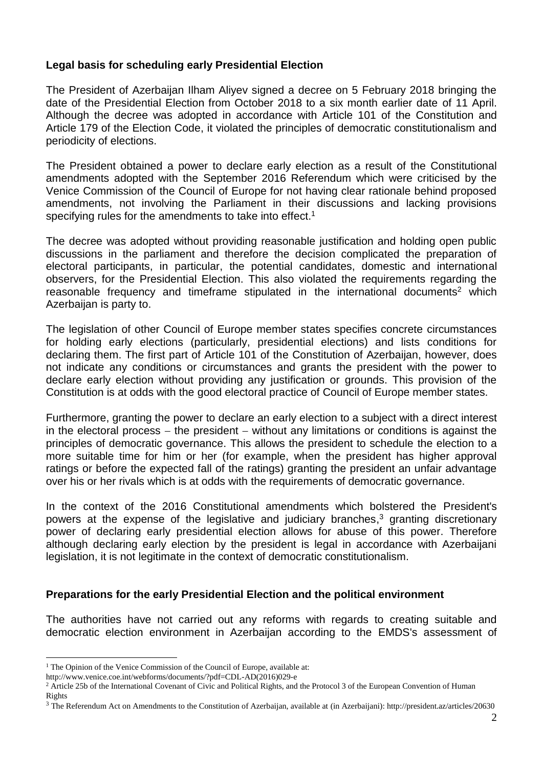**Legal basis for scheduling early Presidential Election**

The President of Azerbaijan Ilham Aliyev signed a decree on 5 February 2018 bringing the date of the Presidential Election from October 2018 to a six month earlier date of 11 April. Although the decree was adopted in accordance with Article 101 of the Constitution and Article 179 of the Election Code, it violated the principles of democratic constitutionalism and periodicity of elections.

The President obtained a power to declare early election as a result of the Constitutional amendments adopted with the September 2016 Referendum which were criticised by the Venice Commission of the Council of Europe for not having clear rationale behind proposed amendments, not involving the Parliament in their discussions and lacking provisions specifying rules for the amendments to take into effect.[1]

The decree was adopted without providing reasonable justification and holding open public discussions in the parliament and therefore the decision complicated the preparation of electoral participants, in particular, the potential candidates, domestic and international observers, for the Presidential Election. This also violated the requirements regarding the reasonable frequency and timeframe stipulated in the international documents[2] which Azerbaijan is party to.

The legislation of other Council of Europe member states specifies concrete circumstances for holding early elections (particularly, presidential elections) and lists conditions for declaring them. The first part of Article 101 of the Constitution of Azerbaijan, however, does not indicate any conditions or circumstances and grants the president with the power to declare early election without providing any justification or grounds. This provision of the Constitution is at odds with the good electoral practice of Council of Europe member states.

Furthermore, granting the power to declare an early election to a subject with a direct interest in the electoral process – the president – without any limitations or conditions is against the principles of democratic governance. This allows the president to schedule the election to a more suitable time for him or her (for example, when the president has higher approval ratings or before the expected fall of the ratings) granting the president an unfair advantage over his or her rivals which is at odds with the requirements of democratic governance.

In the context of the 2016 Constitutional amendments which bolstered the President's powers at the expense of the legislative and judiciary branches,[3] granting discretionary power of declaring early presidential election allows for abuse of this power. Therefore although declaring early election by the president is legal in accordance with Azerbaijani legislation, it is not legitimate in the context of democratic constitutionalism.

**Preparations for the early Presidential Election and the political environment**

The authorities have not carried out any reforms with regards to creating suitable and democratic election environment in Azerbaijan according to the EMDS's assessment of

---

[1] The Opinion of the Venice Commission of the Council of Europe, available at: http://www.venice.coe.int/webforms/documents/?pdf=CDL-AD(2016)029-e

[2] Article 25b of the International Covenant of Civic and Political Rights, and the Protocol 3 of the European Convention of Human Rights

[3] The Referendum Act on Amendments to the Constitution of Azerbaijan, available at (in Azerbaijani): http://president.az/articles/20630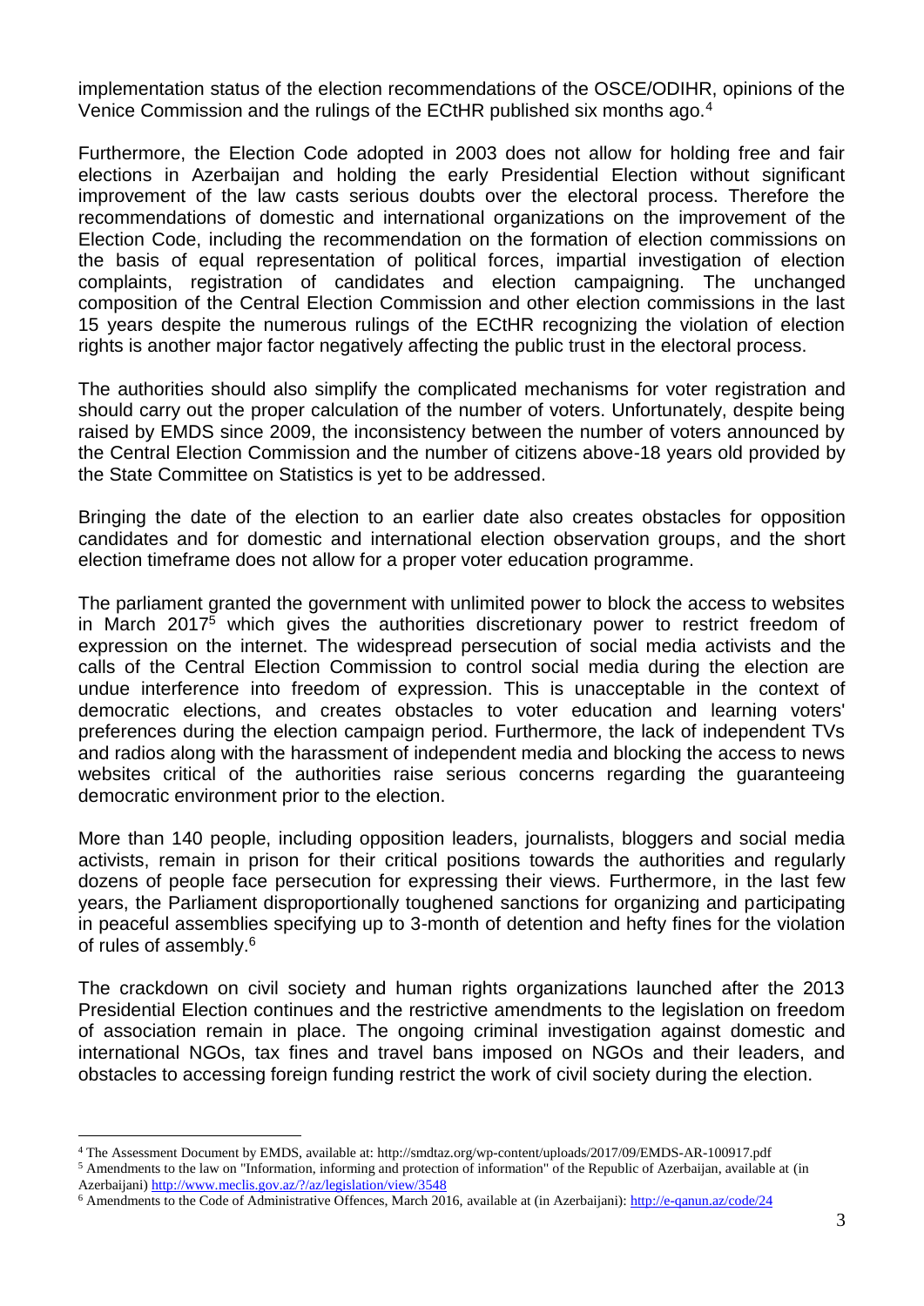implementation status of the election recommendations of the OSCE/ODIHR, opinions of the Venice Commission and the rulings of the ECtHR published six months ago.[4]

Furthermore, the Election Code adopted in 2003 does not allow for holding free and fair elections in Azerbaijan and holding the early Presidential Election without significant improvement of the law casts serious doubts over the electoral process. Therefore the recommendations of domestic and international organizations on the improvement of the Election Code, including the recommendation on the formation of election commissions on the basis of equal representation of political forces, impartial investigation of election complaints, registration of candidates and election campaigning. The unchanged composition of the Central Election Commission and other election commissions in the last 15 years despite the numerous rulings of the ECtHR recognizing the violation of election rights is another major factor negatively affecting the public trust in the electoral process.

The authorities should also simplify the complicated mechanisms for voter registration and should carry out the proper calculation of the number of voters. Unfortunately, despite being raised by EMDS since 2009, the inconsistency between the number of voters announced by the Central Election Commission and the number of citizens above-18 years old provided by the State Committee on Statistics is yet to be addressed.

Bringing the date of the election to an earlier date also creates obstacles for opposition candidates and for domestic and international election observation groups, and the short election timeframe does not allow for a proper voter education programme.

The parliament granted the government with unlimited power to block the access to websites in March 2017[5] which gives the authorities discretionary power to restrict freedom of expression on the internet. The widespread persecution of social media activists and the calls of the Central Election Commission to control social media during the election are undue interference into freedom of expression. This is unacceptable in the context of democratic elections, and creates obstacles to voter education and learning voters' preferences during the election campaign period. Furthermore, the lack of independent TVs and radios along with the harassment of independent media and blocking the access to news websites critical of the authorities raise serious concerns regarding the guaranteeing democratic environment prior to the election.

More than 140 people, including opposition leaders, journalists, bloggers and social media activists, remain in prison for their critical positions towards the authorities and regularly dozens of people face persecution for expressing their views. Furthermore, in the last few years, the Parliament disproportionally toughened sanctions for organizing and participating in peaceful assemblies specifying up to 3-month of detention and hefty fines for the violation of rules of assembly.[6]

The crackdown on civil society and human rights organizations launched after the 2013 Presidential Election continues and the restrictive amendments to the legislation on freedom of association remain in place. The ongoing criminal investigation against domestic and international NGOs, tax fines and travel bans imposed on NGOs and their leaders, and obstacles to accessing foreign funding restrict the work of civil society during the election.

---

[4] The Assessment Document by EMDS, available at: http://smdtaz.org/wp-content/uploads/2017/09/EMDS-AR-100917.pdf

[5] Amendments to the law on "Information, informing and protection of information" of the Republic of Azerbaijan, available at (in Azerbaijani) http://www.meclis.gov.az/?/az/legislation/view/3548

[6] Amendments to the Code of Administrative Offences, March 2016, available at (in Azerbaijani): http://e-qanun.az/code/24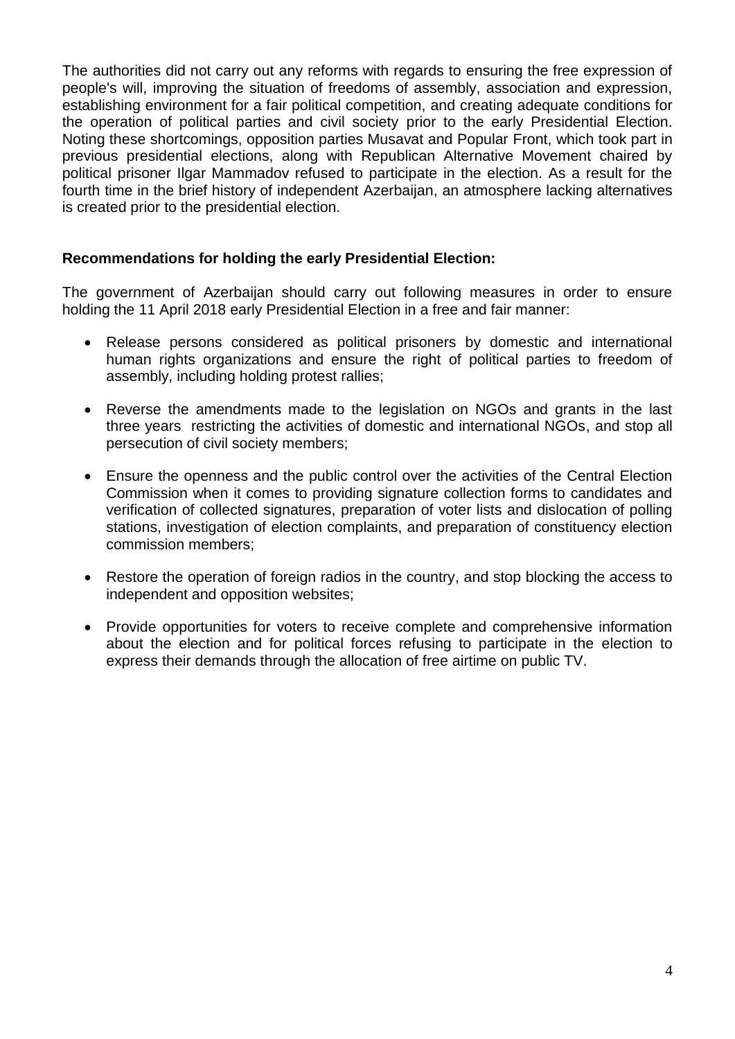The authorities did not carry out any reforms with regards to ensuring the free expression of people's will, improving the situation of freedoms of assembly, association and expression, establishing environment for a fair political competition, and creating adequate conditions for the operation of political parties and civil society prior to the early Presidential Election. Noting these shortcomings, opposition parties Musavat and Popular Front, which took part in previous presidential elections, along with Republican Alternative Movement chaired by political prisoner Ilgar Mammadov refused to participate in the election. As a result for the fourth time in the brief history of independent Azerbaijan, an atmosphere lacking alternatives is created prior to the presidential election.

**Recommendations for holding the early Presidential Election:**

The government of Azerbaijan should carry out following measures in order to ensure holding the 11 April 2018 early Presidential Election in a free and fair manner:

- Release persons considered as political prisoners by domestic and international human rights organizations and ensure the right of political parties to freedom of assembly, including holding protest rallies;
- Reverse the amendments made to the legislation on NGOs and grants in the last three years restricting the activities of domestic and international NGOs, and stop all persecution of civil society members;
- Ensure the openness and the public control over the activities of the Central Election Commission when it comes to providing signature collection forms to candidates and verification of collected signatures, preparation of voter lists and dislocation of polling stations, investigation of election complaints, and preparation of constituency election commission members;
- Restore the operation of foreign radios in the country, and stop blocking the access to independent and opposition websites;
- Provide opportunities for voters to receive complete and comprehensive information about the election and for political forces refusing to participate in the election to express their demands through the allocation of free airtime on public TV.